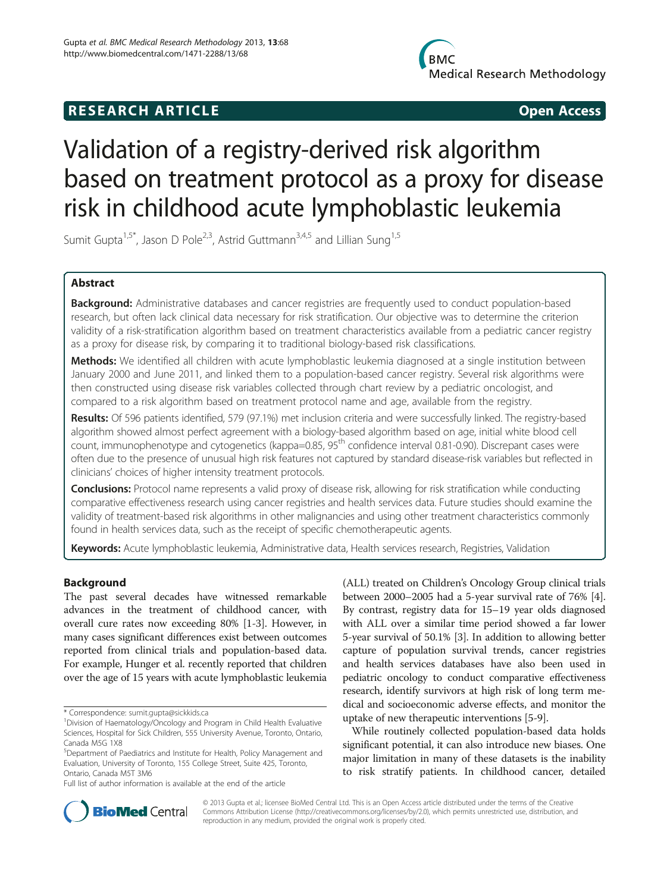**RESEARCH ARTICLE** **Open Access**

# Validation of a registry-derived risk algorithm based on treatment protocol as a proxy for disease risk in childhood acute lymphoblastic leukemia

Sumit Gupta[1,5*], Jason D Pole[2,3], Astrid Guttmann[3,4,5] and Lillian Sung[1,5]

## Abstract

**Background:** Administrative databases and cancer registries are frequently used to conduct population-based research, but often lack clinical data necessary for risk stratification. Our objective was to determine the criterion validity of a risk-stratification algorithm based on treatment characteristics available from a pediatric cancer registry as a proxy for disease risk, by comparing it to traditional biology-based risk classifications.

**Methods:** We identified all children with acute lymphoblastic leukemia diagnosed at a single institution between January 2000 and June 2011, and linked them to a population-based cancer registry. Several risk algorithms were then constructed using disease risk variables collected through chart review by a pediatric oncologist, and compared to a risk algorithm based on treatment protocol name and age, available from the registry.

**Results:** Of 596 patients identified, 579 (97.1%) met inclusion criteria and were successfully linked. The registry-based algorithm showed almost perfect agreement with a biology-based algorithm based on age, initial white blood cell count, immunophenotype and cytogenetics (kappa=0.85, 95th confidence interval 0.81-0.90). Discrepant cases were often due to the presence of unusual high risk features not captured by standard disease-risk variables but reflected in clinicians' choices of higher intensity treatment protocols.

**Conclusions:** Protocol name represents a valid proxy of disease risk, allowing for risk stratification while conducting comparative effectiveness research using cancer registries and health services data. Future studies should examine the validity of treatment-based risk algorithms in other malignancies and using other treatment characteristics commonly found in health services data, such as the receipt of specific chemotherapeutic agents.

**Keywords:** Acute lymphoblastic leukemia, Administrative data, Health services research, Registries, Validation

## Background

The past several decades have witnessed remarkable advances in the treatment of childhood cancer, with overall cure rates now exceeding 80% [1-3]. However, in many cases significant differences exist between outcomes reported from clinical trials and population-based data. For example, Hunger et al. recently reported that children over the age of 15 years with acute lymphoblastic leukemia (ALL) treated on Children's Oncology Group clinical trials between 2000–2005 had a 5-year survival rate of 76% [4]. By contrast, registry data for 15–19 year olds diagnosed with ALL over a similar time period showed a far lower 5-year survival of 50.1% [3]. In addition to allowing better capture of population survival trends, cancer registries and health services databases have also been used in pediatric oncology to conduct comparative effectiveness research, identify survivors at high risk of long term medical and socioeconomic adverse effects, and monitor the uptake of new therapeutic interventions [5-9].

While routinely collected population-based data holds significant potential, it can also introduce new biases. One major limitation in many of these datasets is the inability to risk stratify patients. In childhood cancer, detailed

\* Correspondence: sumit.gupta@sickkids.ca
[1]Division of Haematology/Oncology and Program in Child Health Evaluative Sciences, Hospital for Sick Children, 555 University Avenue, Toronto, Ontario, Canada M5G 1X8
[5]Department of Paediatrics and Institute for Health, Policy Management and Evaluation, University of Toronto, 155 College Street, Suite 425, Toronto, Ontario, Canada M5T 3M6
Full list of author information is available at the end of the article

© 2013 Gupta et al.; licensee BioMed Central Ltd. This is an Open Access article distributed under the terms of the Creative Commons Attribution License (http://creativecommons.org/licenses/by/2.0), which permits unrestricted use, distribution, and reproduction in any medium, provided the original work is properly cited.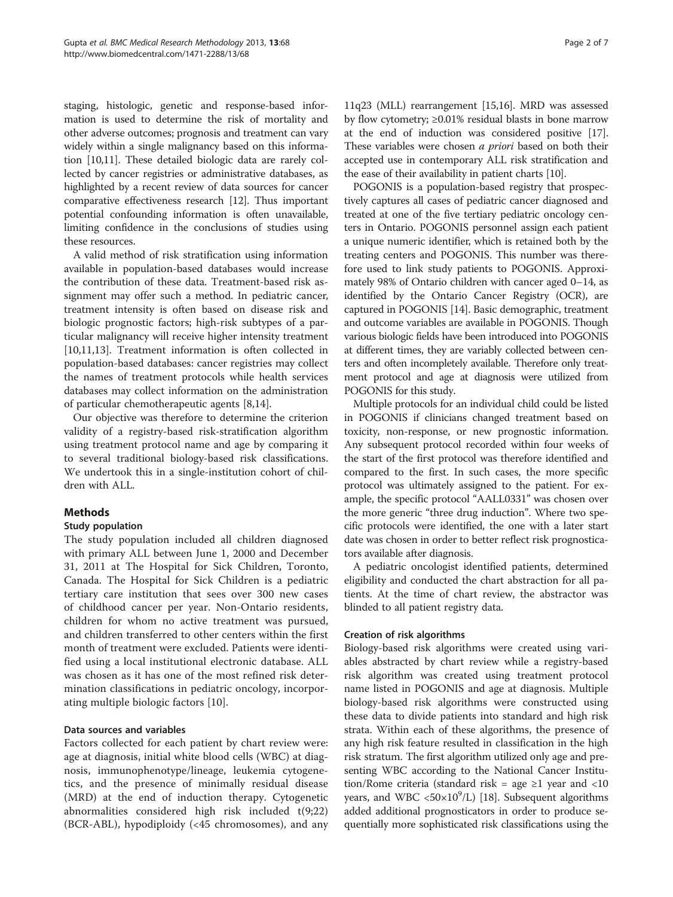staging, histologic, genetic and response-based information is used to determine the risk of mortality and other adverse outcomes; prognosis and treatment can vary widely within a single malignancy based on this information [10,11]. These detailed biologic data are rarely collected by cancer registries or administrative databases, as highlighted by a recent review of data sources for cancer comparative effectiveness research [12]. Thus important potential confounding information is often unavailable, limiting confidence in the conclusions of studies using these resources.

A valid method of risk stratification using information available in population-based databases would increase the contribution of these data. Treatment-based risk assignment may offer such a method. In pediatric cancer, treatment intensity is often based on disease risk and biologic prognostic factors; high-risk subtypes of a particular malignancy will receive higher intensity treatment [10,11,13]. Treatment information is often collected in population-based databases: cancer registries may collect the names of treatment protocols while health services databases may collect information on the administration of particular chemotherapeutic agents [8,14].

Our objective was therefore to determine the criterion validity of a registry-based risk-stratification algorithm using treatment protocol name and age by comparing it to several traditional biology-based risk classifications. We undertook this in a single-institution cohort of children with ALL.

## Methods

### Study population

The study population included all children diagnosed with primary ALL between June 1, 2000 and December 31, 2011 at The Hospital for Sick Children, Toronto, Canada. The Hospital for Sick Children is a pediatric tertiary care institution that sees over 300 new cases of childhood cancer per year. Non-Ontario residents, children for whom no active treatment was pursued, and children transferred to other centers within the first month of treatment were excluded. Patients were identified using a local institutional electronic database. ALL was chosen as it has one of the most refined risk determination classifications in pediatric oncology, incorporating multiple biologic factors [10].

### Data sources and variables

Factors collected for each patient by chart review were: age at diagnosis, initial white blood cells (WBC) at diagnosis, immunophenotype/lineage, leukemia cytogenetics, and the presence of minimally residual disease (MRD) at the end of induction therapy. Cytogenetic abnormalities considered high risk included t(9;22) (BCR-ABL), hypodiploidy (<45 chromosomes), and any 11q23 (MLL) rearrangement [15,16]. MRD was assessed by flow cytometry; ≥0.01% residual blasts in bone marrow at the end of induction was considered positive [17]. These variables were chosen *a priori* based on both their accepted use in contemporary ALL risk stratification and the ease of their availability in patient charts [10].

POGONIS is a population-based registry that prospectively captures all cases of pediatric cancer diagnosed and treated at one of the five tertiary pediatric oncology centers in Ontario. POGONIS personnel assign each patient a unique numeric identifier, which is retained both by the treating centers and POGONIS. This number was therefore used to link study patients to POGONIS. Approximately 98% of Ontario children with cancer aged 0–14, as identified by the Ontario Cancer Registry (OCR), are captured in POGONIS [14]. Basic demographic, treatment and outcome variables are available in POGONIS. Though various biologic fields have been introduced into POGONIS at different times, they are variably collected between centers and often incompletely available. Therefore only treatment protocol and age at diagnosis were utilized from POGONIS for this study.

Multiple protocols for an individual child could be listed in POGONIS if clinicians changed treatment based on toxicity, non-response, or new prognostic information. Any subsequent protocol recorded within four weeks of the start of the first protocol was therefore identified and compared to the first. In such cases, the more specific protocol was ultimately assigned to the patient. For example, the specific protocol "AALL0331" was chosen over the more generic "three drug induction". Where two specific protocols were identified, the one with a later start date was chosen in order to better reflect risk prognosticators available after diagnosis.

A pediatric oncologist identified patients, determined eligibility and conducted the chart abstraction for all patients. At the time of chart review, the abstractor was blinded to all patient registry data.

### Creation of risk algorithms

Biology-based risk algorithms were created using variables abstracted by chart review while a registry-based risk algorithm was created using treatment protocol name listed in POGONIS and age at diagnosis. Multiple biology-based risk algorithms were constructed using these data to divide patients into standard and high risk strata. Within each of these algorithms, the presence of any high risk feature resulted in classification in the high risk stratum. The first algorithm utilized only age and presenting WBC according to the National Cancer Institution/Rome criteria (standard risk = age ≥1 year and <10 years, and WBC $<50\times10^9$/L) [18]. Subsequent algorithms added additional prognosticators in order to produce sequentially more sophisticated risk classifications using the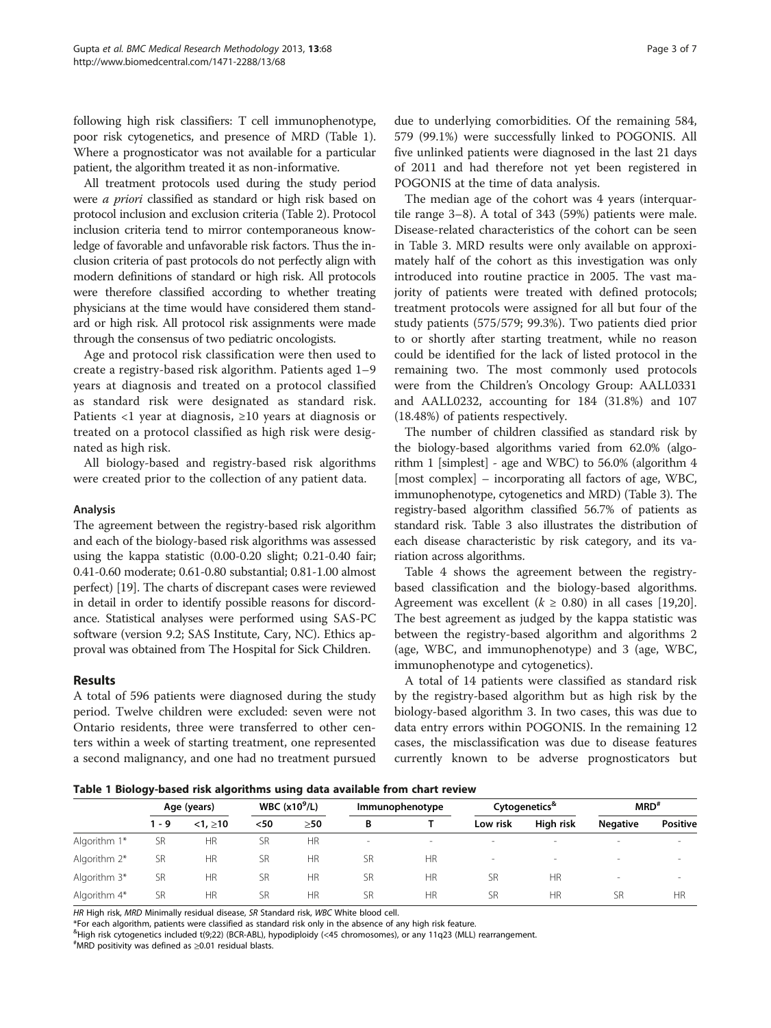following high risk classifiers: T cell immunophenotype, poor risk cytogenetics, and presence of MRD (Table 1). Where a prognosticator was not available for a particular patient, the algorithm treated it as non-informative.

All treatment protocols used during the study period were *a priori* classified as standard or high risk based on protocol inclusion and exclusion criteria (Table 2). Protocol inclusion criteria tend to mirror contemporaneous knowledge of favorable and unfavorable risk factors. Thus the inclusion criteria of past protocols do not perfectly align with modern definitions of standard or high risk. All protocols were therefore classified according to whether treating physicians at the time would have considered them standard or high risk. All protocol risk assignments were made through the consensus of two pediatric oncologists.

Age and protocol risk classification were then used to create a registry-based risk algorithm. Patients aged 1–9 years at diagnosis and treated on a protocol classified as standard risk were designated as standard risk. Patients <1 year at diagnosis, ≥10 years at diagnosis or treated on a protocol classified as high risk were designated as high risk.

All biology-based and registry-based risk algorithms were created prior to the collection of any patient data.

### Analysis

The agreement between the registry-based risk algorithm and each of the biology-based risk algorithms was assessed using the kappa statistic (0.00-0.20 slight; 0.21-0.40 fair; 0.41-0.60 moderate; 0.61-0.80 substantial; 0.81-1.00 almost perfect) [19]. The charts of discrepant cases were reviewed in detail in order to identify possible reasons for discordance. Statistical analyses were performed using SAS-PC software (version 9.2; SAS Institute, Cary, NC). Ethics approval was obtained from The Hospital for Sick Children.

## Results

A total of 596 patients were diagnosed during the study period. Twelve children were excluded: seven were not Ontario residents, three were transferred to other centers within a week of starting treatment, one represented a second malignancy, and one had no treatment pursued due to underlying comorbidities. Of the remaining 584, 579 (99.1%) were successfully linked to POGONIS. All five unlinked patients were diagnosed in the last 21 days of 2011 and had therefore not yet been registered in POGONIS at the time of data analysis.

The median age of the cohort was 4 years (interquartile range 3–8). A total of 343 (59%) patients were male. Disease-related characteristics of the cohort can be seen in Table 3. MRD results were only available on approximately half of the cohort as this investigation was only introduced into routine practice in 2005. The vast majority of patients were treated with defined protocols; treatment protocols were assigned for all but four of the study patients (575/579; 99.3%). Two patients died prior to or shortly after starting treatment, while no reason could be identified for the lack of listed protocol in the remaining two. The most commonly used protocols were from the Children's Oncology Group: AALL0331 and AALL0232, accounting for 184 (31.8%) and 107 (18.48%) of patients respectively.

The number of children classified as standard risk by the biology-based algorithms varied from 62.0% (algorithm 1 [simplest] - age and WBC) to 56.0% (algorithm 4 [most complex] – incorporating all factors of age, WBC, immunophenotype, cytogenetics and MRD) (Table 3). The registry-based algorithm classified 56.7% of patients as standard risk. Table 3 also illustrates the distribution of each disease characteristic by risk category, and its variation across algorithms.

Table 4 shows the agreement between the registry-based classification and the biology-based algorithms. Agreement was excellent ($k \geq 0.80$) in all cases [19,20]. The best agreement as judged by the kappa statistic was between the registry-based algorithm and algorithms 2 (age, WBC, and immunophenotype) and 3 (age, WBC, immunophenotype and cytogenetics).

A total of 14 patients were classified as standard risk by the registry-based algorithm but as high risk by the biology-based algorithm 3. In two cases, this was due to data entry errors within POGONIS. In the remaining 12 cases, the misclassification was due to disease features currently known to be adverse prognosticators but

**Table 1 Biology-based risk algorithms using data available from chart review**

| | Age (years) | | WBC ($x10^9$/L) | | Immunophenotype | | Cytogenetics[&] | | MRD[#] | |
|---|---|---|---|---|---|---|---|---|---|---|
| | 1 - 9 | <1, ≥10 | <50 | ≥50 | B | T | Low risk | High risk | Negative | Positive |
| Algorithm 1* | SR | HR | SR | HR | - | - | - | - | - | - |
| Algorithm 2* | SR | HR | SR | HR | SR | HR | - | - | - | - |
| Algorithm 3* | SR | HR | SR | HR | SR | HR | SR | HR | - | - |
| Algorithm 4* | SR | HR | SR | HR | SR | HR | SR | HR | SR | HR |

*HR* High risk, *MRD* Minimally residual disease, *SR* Standard risk, *WBC* White blood cell.

*For each algorithm, patients were classified as standard risk only in the absence of any high risk feature.

[&]High risk cytogenetics included t(9;22) (BCR-ABL), hypodiploidy (<45 chromosomes), or any 11q23 (MLL) rearrangement.

[#]MRD positivity was defined as ≥0.01 residual blasts.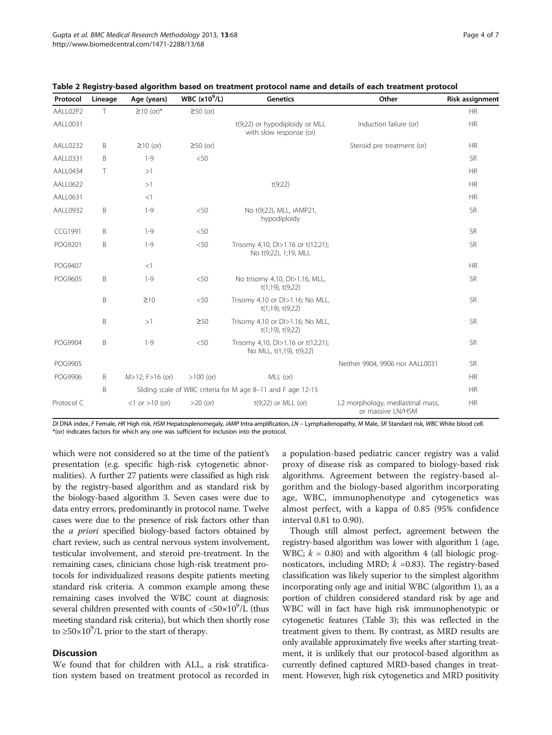**Table 2 Registry-based algorithm based on treatment protocol name and details of each treatment protocol**

| Protocol | Lineage | Age (years) | WBC ($x10^9$/L) | Genetics | Other | Risk assignment |
|---|---|---|---|---|---|---|
| AALL02P2 | T | ≥10 (or)* | ≥50 (or) | | | HR |
| AALL0031 | | | | t(9;22) or hypodiploidy or MLL with slow response (or) | Induction failure (or) | HR |
| AALL0232 | B | ≥10 (or) | ≥50 (or) | | Steroid pre treatment (or) | HR |
| AALL0331 | B | 1-9 | <50 | | | SR |
| AALL0434 | T | >1 | | | | HR |
| AALL0622 | | >1 | | t(9;22) | | HR |
| AALL0631 | | <1 | | | | HR |
| AALL0932 | B | 1-9 | <50 | No t(9;22), MLL, iAMP21, hypodiploidy | | SR |
| CCG1991 | B | 1-9 | <50 | | | SR |
| POG9201 | B | 1-9 | <50 | Trisomy 4,10, DI>1.16 or t(12;21); No t(9;22), 1;19, MLL | | SR |
| POG9407 | | <1 | | | | HR |
| POG9605 | B | 1-9 | <50 | No trisomy 4,10, DI>1.16, MLL, t(1;19), t(9;22) | | SR |
| | B | ≥10 | <50 | Trisomy 4,10 or DI>1.16; No MLL, t(1;19), t(9;22) | | SR |
| | B | >1 | ≥50 | Trisomy 4,10 or DI>1.16; No MLL, t(1;19), t(9;22) | | SR |
| POG9904 | B | 1-9 | <50 | Trisomy 4,10, DI>1.16 or t(12;21); No MLL, t(1;19), t(9;22) | | SR |
| POG9905 | | | | | Neither 9904, 9906 nor AALL0031 | SR |
| POG9906 | B | M>12; F>16 (or) | >100 (or) | MLL (or) | | HR |
| | B | Sliding scale of WBC criteria for M age 8–11 and F age 12-15 | | | | HR |
| Protocol C | | <1 or >10 (or) | >20 (or) | t(9;22) or MLL (or) | L2 morphology, mediastinal mass, or massive LN/HSM | HR |

*DI* DNA index, *F* Female, *HR* High risk, *HSM* Hepatosplenomegaly, *iAMP* Intra-amplification, *LN* – Lymphadenopathy, *M* Male, *SR* Standard risk, *WBC* White blood cell.
*(or) indicates factors for which any one was sufficient for inclusion into the protocol.

which were not considered so at the time of the patient's presentation (e.g. specific high-risk cytogenetic abnormalities). A further 27 patients were classified as high risk by the registry-based algorithm and as standard risk by the biology-based algorithm 3. Seven cases were due to data entry errors, predominantly in protocol name. Twelve cases were due to the presence of risk factors other than the *a priori* specified biology-based factors obtained by chart review, such as central nervous system involvement, testicular involvement, and steroid pre-treatment. In the remaining cases, clinicians chose high-risk treatment protocols for individualized reasons despite patients meeting standard risk criteria. A common example among these remaining cases involved the WBC count at diagnosis: several children presented with counts of $<50\times10^9$/L (thus meeting standard risk criteria), but which then shortly rose to $\geq50\times10^9$/L prior to the start of therapy.

## Discussion

We found that for children with ALL, a risk stratification system based on treatment protocol as recorded in a population-based pediatric cancer registry was a valid proxy of disease risk as compared to biology-based risk algorithms. Agreement between the registry-based algorithm and the biology-based algorithm incorporating age, WBC, immunophenotype and cytogenetics was almost perfect, with a kappa of 0.85 (95% confidence interval 0.81 to 0.90).

Though still almost perfect, agreement between the registry-based algorithm was lower with algorithm 1 (age, WBC; $k$ = 0.80) and with algorithm 4 (all biologic prognosticators, including MRD; $k$ =0.83). The registry-based classification was likely superior to the simplest algorithm incorporating only age and initial WBC (algorithm 1), as a portion of children considered standard risk by age and WBC will in fact have high risk immunophenotypic or cytogenetic features (Table 3); this was reflected in the treatment given to them. By contrast, as MRD results are only available approximately five weeks after starting treatment, it is unlikely that our protocol-based algorithm as currently defined captured MRD-based changes in treatment. However, high risk cytogenetics and MRD positivity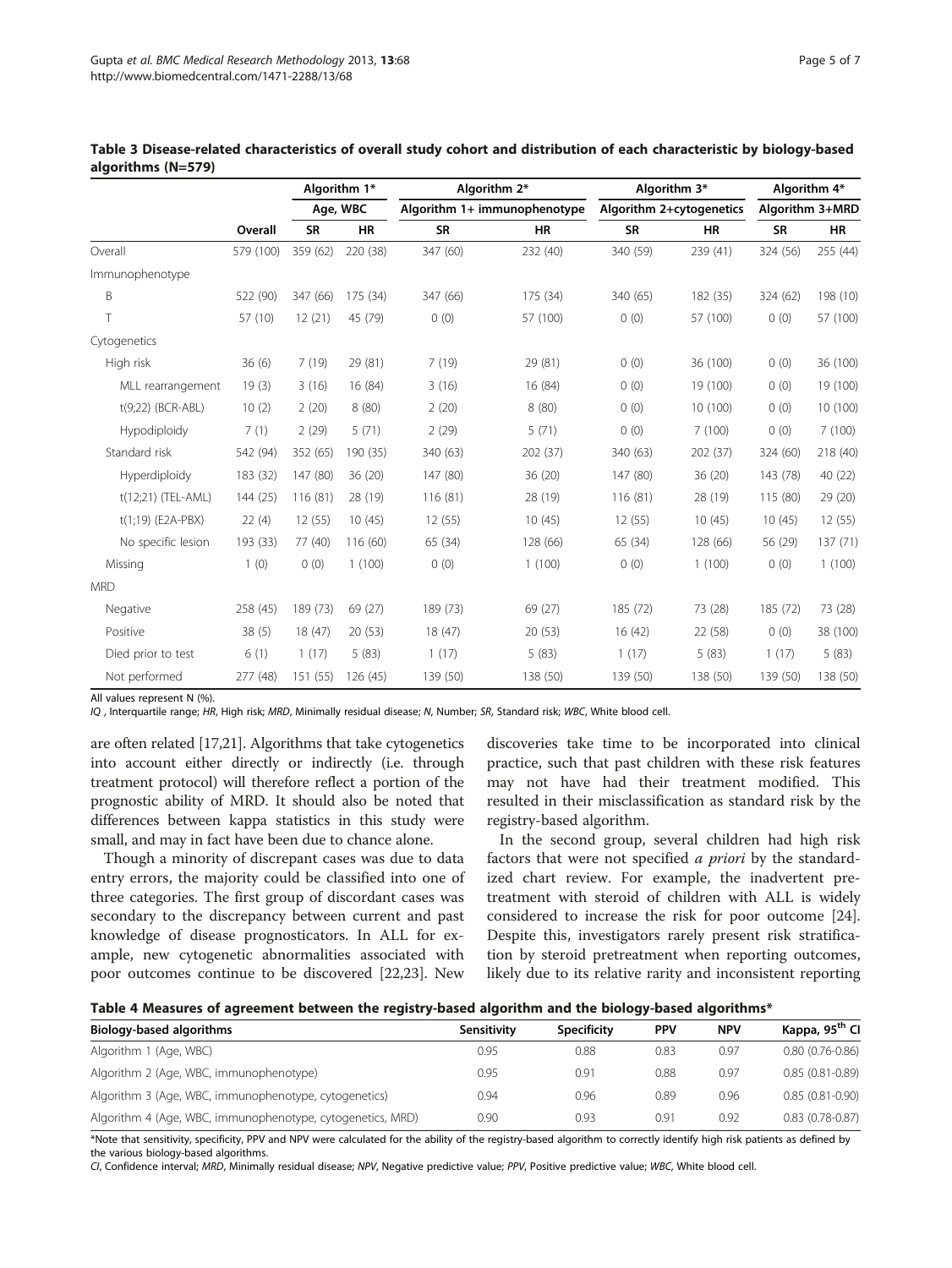**Table 3 Disease-related characteristics of overall study cohort and distribution of each characteristic by biology-based algorithms (N=579)**

| | | Algorithm 1* | | Algorithm 2* | | Algorithm 3* | | Algorithm 4* | |
|---|---|---|---|---|---|---|---|---|---|
| | | Age, WBC | | Algorithm 1+ immunophenotype | | Algorithm 2+cytogenetics | | Algorithm 3+MRD | |
| | Overall | SR | HR | SR | HR | SR | HR | SR | HR |
| Overall | 579 (100) | 359 (62) | 220 (38) | 347 (60) | 232 (40) | 340 (59) | 239 (41) | 324 (56) | 255 (44) |
| Immunophenotype | | | | | | | | | |
| B | 522 (90) | 347 (66) | 175 (34) | 347 (66) | 175 (34) | 340 (65) | 182 (35) | 324 (62) | 198 (10) |
| T | 57 (10) | 12 (21) | 45 (79) | 0 (0) | 57 (100) | 0 (0) | 57 (100) | 0 (0) | 57 (100) |
| Cytogenetics | | | | | | | | | |
| High risk | 36 (6) | 7 (19) | 29 (81) | 7 (19) | 29 (81) | 0 (0) | 36 (100) | 0 (0) | 36 (100) |
| MLL rearrangement | 19 (3) | 3 (16) | 16 (84) | 3 (16) | 16 (84) | 0 (0) | 19 (100) | 0 (0) | 19 (100) |
| t(9;22) (BCR-ABL) | 10 (2) | 2 (20) | 8 (80) | 2 (20) | 8 (80) | 0 (0) | 10 (100) | 0 (0) | 10 (100) |
| Hypodiploidy | 7 (1) | 2 (29) | 5 (71) | 2 (29) | 5 (71) | 0 (0) | 7 (100) | 0 (0) | 7 (100) |
| Standard risk | 542 (94) | 352 (65) | 190 (35) | 340 (63) | 202 (37) | 340 (63) | 202 (37) | 324 (60) | 218 (40) |
| Hyperdiploidy | 183 (32) | 147 (80) | 36 (20) | 147 (80) | 36 (20) | 147 (80) | 36 (20) | 143 (78) | 40 (22) |
| t(12;21) (TEL-AML) | 144 (25) | 116 (81) | 28 (19) | 116 (81) | 28 (19) | 116 (81) | 28 (19) | 115 (80) | 29 (20) |
| t(1;19) (E2A-PBX) | 22 (4) | 12 (55) | 10 (45) | 12 (55) | 10 (45) | 12 (55) | 10 (45) | 10 (45) | 12 (55) |
| No specific lesion | 193 (33) | 77 (40) | 116 (60) | 65 (34) | 128 (66) | 65 (34) | 128 (66) | 56 (29) | 137 (71) |
| Missing | 1 (0) | 0 (0) | 1 (100) | 0 (0) | 1 (100) | 0 (0) | 1 (100) | 0 (0) | 1 (100) |
| MRD | | | | | | | | | |
| Negative | 258 (45) | 189 (73) | 69 (27) | 189 (73) | 69 (27) | 185 (72) | 73 (28) | 185 (72) | 73 (28) |
| Positive | 38 (5) | 18 (47) | 20 (53) | 18 (47) | 20 (53) | 16 (42) | 22 (58) | 0 (0) | 38 (100) |
| Died prior to test | 6 (1) | 1 (17) | 5 (83) | 1 (17) | 5 (83) | 1 (17) | 5 (83) | 1 (17) | 5 (83) |
| Not performed | 277 (48) | 151 (55) | 126 (45) | 139 (50) | 138 (50) | 139 (50) | 138 (50) | 139 (50) | 138 (50) |

All values represent N (%).

*IQ* , Interquartile range; *HR*, High risk; *MRD*, Minimally residual disease; *N*, Number; *SR*, Standard risk; *WBC*, White blood cell.

are often related [17,21]. Algorithms that take cytogenetics into account either directly or indirectly (i.e. through treatment protocol) will therefore reflect a portion of the prognostic ability of MRD. It should also be noted that differences between kappa statistics in this study were small, and may in fact have been due to chance alone.

Though a minority of discrepant cases was due to data entry errors, the majority could be classified into one of three categories. The first group of discordant cases was secondary to the discrepancy between current and past knowledge of disease prognosticators. In ALL for example, new cytogenetic abnormalities associated with poor outcomes continue to be discovered [22,23]. New discoveries take time to be incorporated into clinical practice, such that past children with these risk features may not have had their treatment modified. This resulted in their misclassification as standard risk by the registry-based algorithm.

In the second group, several children had high risk factors that were not specified *a priori* by the standardized chart review. For example, the inadvertent pretreatment with steroid of children with ALL is widely considered to increase the risk for poor outcome [24]. Despite this, investigators rarely present risk stratification by steroid pretreatment when reporting outcomes, likely due to its relative rarity and inconsistent reporting

**Table 4 Measures of agreement between the registry-based algorithm and the biology-based algorithms***

| Biology-based algorithms | Sensitivity | Specificity | PPV | NPV | Kappa, 95th CI |
|---|---|---|---|---|---|
| Algorithm 1 (Age, WBC) | 0.95 | 0.88 | 0.83 | 0.97 | 0.80 (0.76-0.86) |
| Algorithm 2 (Age, WBC, immunophenotype) | 0.95 | 0.91 | 0.88 | 0.97 | 0.85 (0.81-0.89) |
| Algorithm 3 (Age, WBC, immunophenotype, cytogenetics) | 0.94 | 0.96 | 0.89 | 0.96 | 0.85 (0.81-0.90) |
| Algorithm 4 (Age, WBC, immunophenotype, cytogenetics, MRD) | 0.90 | 0.93 | 0.91 | 0.92 | 0.83 (0.78-0.87) |

*Note that sensitivity, specificity, PPV and NPV were calculated for the ability of the registry-based algorithm to correctly identify high risk patients as defined by the various biology-based algorithms.

*CI*, Confidence interval; *MRD*, Minimally residual disease; *NPV*, Negative predictive value; *PPV*, Positive predictive value; *WBC*, White blood cell.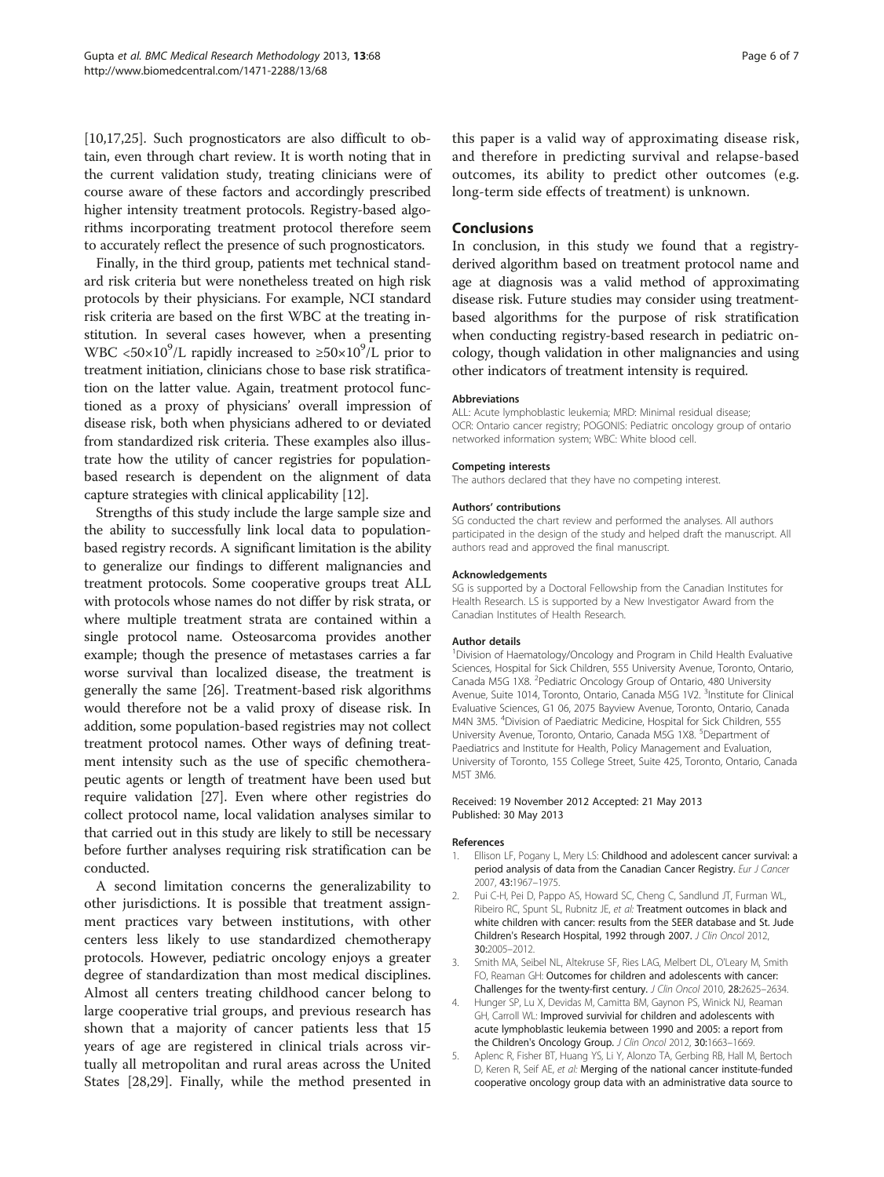[10,17,25]. Such prognosticators are also difficult to obtain, even through chart review. It is worth noting that in the current validation study, treating clinicians were of course aware of these factors and accordingly prescribed higher intensity treatment protocols. Registry-based algorithms incorporating treatment protocol therefore seem to accurately reflect the presence of such prognosticators.

Finally, in the third group, patients met technical standard risk criteria but were nonetheless treated on high risk protocols by their physicians. For example, NCI standard risk criteria are based on the first WBC at the treating institution. In several cases however, when a presenting WBC $<50\times10^9$/L rapidly increased to $\geq50\times10^9$/L prior to treatment initiation, clinicians chose to base risk stratification on the latter value. Again, treatment protocol functioned as a proxy of physicians' overall impression of disease risk, both when physicians adhered to or deviated from standardized risk criteria. These examples also illustrate how the utility of cancer registries for population-based research is dependent on the alignment of data capture strategies with clinical applicability [12].

Strengths of this study include the large sample size and the ability to successfully link local data to population-based registry records. A significant limitation is the ability to generalize our findings to different malignancies and treatment protocols. Some cooperative groups treat ALL with protocols whose names do not differ by risk strata, or where multiple treatment strata are contained within a single protocol name. Osteosarcoma provides another example; though the presence of metastases carries a far worse survival than localized disease, the treatment is generally the same [26]. Treatment-based risk algorithms would therefore not be a valid proxy of disease risk. In addition, some population-based registries may not collect treatment protocol names. Other ways of defining treatment intensity such as the use of specific chemotherapeutic agents or length of treatment have been used but require validation [27]. Even where other registries do collect protocol name, local validation analyses similar to that carried out in this study are likely to still be necessary before further analyses requiring risk stratification can be conducted.

A second limitation concerns the generalizability to other jurisdictions. It is possible that treatment assignment practices vary between institutions, with other centers less likely to use standardized chemotherapy protocols. However, pediatric oncology enjoys a greater degree of standardization than most medical disciplines. Almost all centers treating childhood cancer belong to large cooperative trial groups, and previous research has shown that a majority of cancer patients less that 15 years of age are registered in clinical trials across virtually all metropolitan and rural areas across the United States [28,29]. Finally, while the method presented in this paper is a valid way of approximating disease risk, and therefore in predicting survival and relapse-based outcomes, its ability to predict other outcomes (e.g. long-term side effects of treatment) is unknown.

## Conclusions

In conclusion, in this study we found that a registry-derived algorithm based on treatment protocol name and age at diagnosis was a valid method of approximating disease risk. Future studies may consider using treatment-based algorithms for the purpose of risk stratification when conducting registry-based research in pediatric oncology, though validation in other malignancies and using other indicators of treatment intensity is required.

#### Abbreviations

ALL: Acute lymphoblastic leukemia; MRD: Minimal residual disease; OCR: Ontario cancer registry; POGONIS: Pediatric oncology group of ontario networked information system; WBC: White blood cell.

#### Competing interests

The authors declared that they have no competing interest.

#### Authors' contributions

SG conducted the chart review and performed the analyses. All authors participated in the design of the study and helped draft the manuscript. All authors read and approved the final manuscript.

#### Acknowledgements

SG is supported by a Doctoral Fellowship from the Canadian Institutes for Health Research. LS is supported by a New Investigator Award from the Canadian Institutes of Health Research.

#### Author details

[1]Division of Haematology/Oncology and Program in Child Health Evaluative Sciences, Hospital for Sick Children, 555 University Avenue, Toronto, Ontario, Canada M5G 1X8. [2]Pediatric Oncology Group of Ontario, 480 University Avenue, Suite 1014, Toronto, Ontario, Canada M5G 1V2. [3]Institute for Clinical Evaluative Sciences, G1 06, 2075 Bayview Avenue, Toronto, Ontario, Canada M4N 3M5. [4]Division of Paediatric Medicine, Hospital for Sick Children, 555 University Avenue, Toronto, Ontario, Canada M5G 1X8. [5]Department of Paediatrics and Institute for Health, Policy Management and Evaluation, University of Toronto, 155 College Street, Suite 425, Toronto, Ontario, Canada M5T 3M6.

Received: 19 November 2012 Accepted: 21 May 2013
Published: 30 May 2013

#### References

1. Ellison LF, Pogany L, Mery LS: **Childhood and adolescent cancer survival: a period analysis of data from the Canadian Cancer Registry.** *Eur J Cancer* 2007, **43:**1967–1975.
2. Pui C-H, Pei D, Pappo AS, Howard SC, Cheng C, Sandlund JT, Furman WL, Ribeiro RC, Spunt SL, Rubnitz JE, *et al*: **Treatment outcomes in black and white children with cancer: results from the SEER database and St. Jude Children's Research Hospital, 1992 through 2007.** *J Clin Oncol* 2012, **30:**2005–2012.
3. Smith MA, Seibel NL, Altekruse SF, Ries LAG, Melbert DL, O'Leary M, Smith FO, Reaman GH: **Outcomes for children and adolescents with cancer: Challenges for the twenty-first century.** *J Clin Oncol* 2010, **28:**2625–2634.
4. Hunger SP, Lu X, Devidas M, Camitta BM, Gaynon PS, Winick NJ, Reaman GH, Carroll WL: **Improved survivial for children and adolescents with acute lymphoblastic leukemia between 1990 and 2005: a report from the Children's Oncology Group.** *J Clin Oncol* 2012, **30:**1663–1669.
5. Aplenc R, Fisher BT, Huang YS, Li Y, Alonzo TA, Gerbing RB, Hall M, Bertoch D, Keren R, Seif AE, *et al*: **Merging of the national cancer institute-funded cooperative oncology group data with an administrative data source to**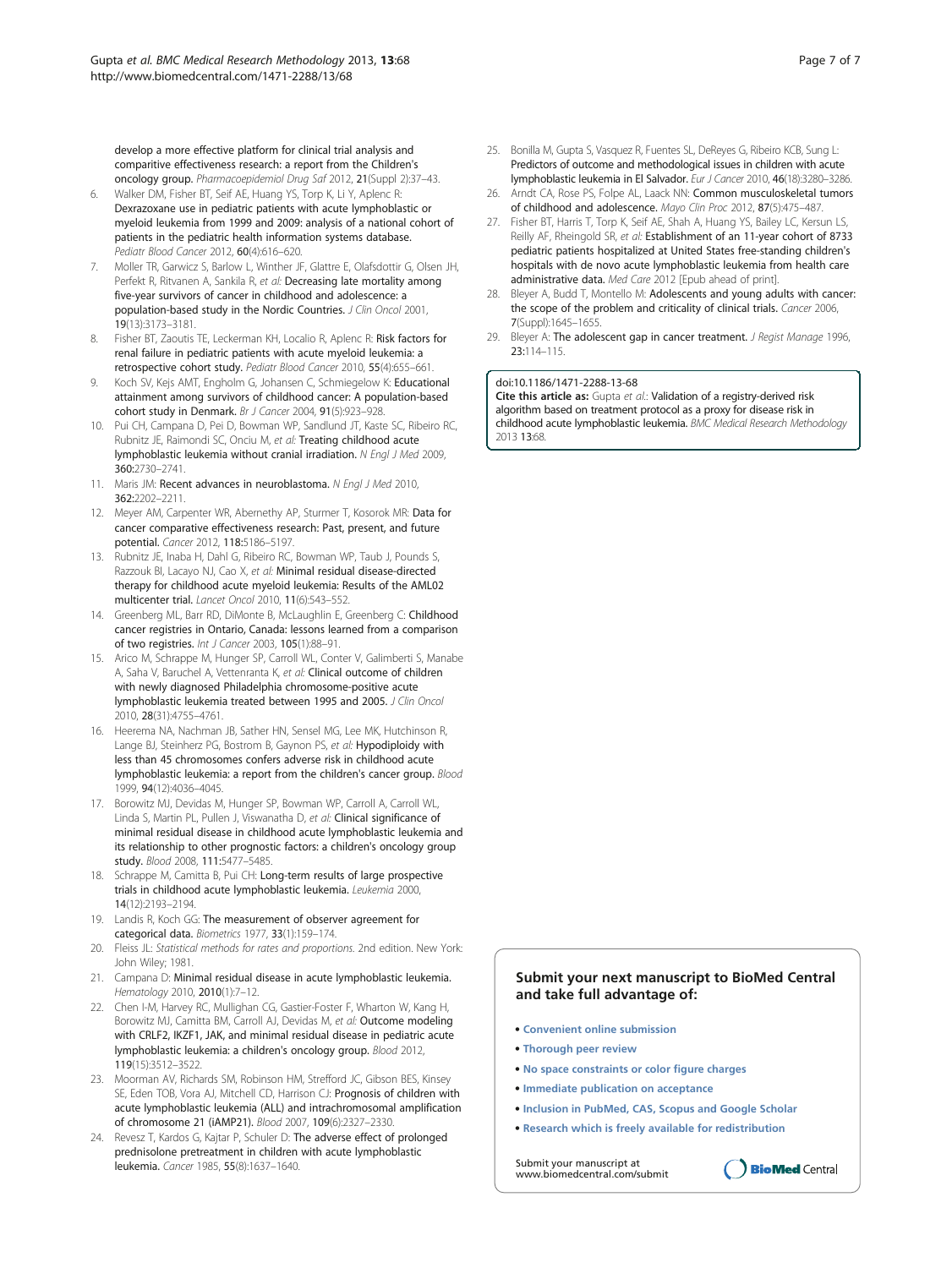develop a more effective platform for clinical trial analysis and comparitive effectiveness research: a report from the Children's oncology group. *Pharmacoepidemiol Drug Saf* 2012, **21**(Suppl 2):37–43.

6. Walker DM, Fisher BT, Seif AE, Huang YS, Torp K, Li Y, Aplenc R: **Dexrazoxane use in pediatric patients with acute lymphoblastic or myeloid leukemia from 1999 and 2009: analysis of a national cohort of patients in the pediatric health information systems database.** *Pediatr Blood Cancer* 2012, **60**(4):616–620.
7. Moller TR, Garwicz S, Barlow L, Winther JF, Glattre E, Olafsdottir G, Olsen JH, Perfekt R, Ritvanen A, Sankila R, *et al*: **Decreasing late mortality among five-year survivors of cancer in childhood and adolescence: a population-based study in the Nordic Countries.** *J Clin Oncol* 2001, **19**(13):3173–3181.
8. Fisher BT, Zaoutis TE, Leckerman KH, Localio R, Aplenc R: **Risk factors for renal failure in pediatric patients with acute myeloid leukemia: a retrospective cohort study.** *Pediatr Blood Cancer* 2010, **55**(4):655–661.
9. Koch SV, Kejs AMT, Engholm G, Johansen C, Schmiegelow K: **Educational attainment among survivors of childhood cancer: A population-based cohort study in Denmark.** *Br J Cancer* 2004, **91**(5):923–928.
10. Pui CH, Campana D, Pei D, Bowman WP, Sandlund JT, Kaste SC, Ribeiro RC, Rubnitz JE, Raimondi SC, Onciu M, *et al*: **Treating childhood acute lymphoblastic leukemia without cranial irradiation.** *N Engl J Med* 2009, **360**:2730–2741.
11. Maris JM: **Recent advances in neuroblastoma.** *N Engl J Med* 2010, **362**:2202–2211.
12. Meyer AM, Carpenter WR, Abernethy AP, Sturmer T, Kosorok MR: **Data for cancer comparative effectiveness research: Past, present, and future potential.** *Cancer* 2012, **118**:5186–5197.
13. Rubnitz JE, Inaba H, Dahl G, Ribeiro RC, Bowman WP, Taub J, Pounds S, Razzouk BI, Lacayo NJ, Cao X, *et al*: **Minimal residual disease-directed therapy for childhood acute myeloid leukaemia: Results of the AML02 multicenter trial.** *Lancet Oncol* 2010, **11**(6):543–552.
14. Greenberg ML, Barr RD, DiMonte B, McLaughlin E, Greenberg C: **Childhood cancer registries in Ontario, Canada: lessons learned from a comparison of two registries.** *Int J Cancer* 2003, **105**(1):88–91.
15. Arico M, Schrappe M, Hunger SP, Carroll WL, Conter V, Galimberti S, Manabe A, Saha V, Baruchel A, Vettenranta K, *et al*: **Clinical outcome of children with newly diagnosed Philadelphia chromosome-positive acute lymphoblastic leukemia treated between 1995 and 2005.** *J Clin Oncol* 2010, **28**(31):4755–4761.
16. Heerema NA, Nachman JB, Sather HN, Sensel MG, Lee MK, Hutchinson R, Lange BJ, Steinherz PG, Bostrom B, Gaynon PS, *et al*: **Hypodiploidy with less than 45 chromosomes confers adverse risk in childhood acute lymphoblastic leukemia: a report from the children's cancer group.** *Blood* 1999, **94**(12):4036–4045.
17. Borowitz MJ, Devidas M, Hunger SP, Bowman WP, Carroll A, Carroll WL, Linda S, Martin PL, Pullen J, Viswanatha D, *et al*: **Clinical significance of minimal residual disease in childhood acute lymphoblastic leukemia and its relationship to other prognostic factors: a children's oncology group study.** *Blood* 2008, **111**:5477–5485.
18. Schrappe M, Camitta B, Pui CH: **Long-term results of large prospective trials in childhood acute lymphoblastic leukemia.** *Leukemia* 2000, **14**(12):2193–2194.
19. Landis R, Koch GG: **The measurement of observer agreement for categorical data.** *Biometrics* 1977, **33**(1):159–174.
20. Fleiss JL: *Statistical methods for rates and proportions.* 2nd edition. New York: John Wiley; 1981.
21. Campana D: **Minimal residual disease in acute lymphoblastic leukemia.** *Hematology* 2010, **2010**(1):7–12.
22. Chen I-M, Harvey RC, Mullighan CG, Gastier-Foster F, Wharton W, Kang H, Borowitz MJ, Camitta BM, Carroll AJ, Devidas M, *et al*: **Outcome modeling with CRLF2, IKZF1, JAK, and minimal residual disease in pediatric acute lymphoblastic leukemia: a children's oncology group.** *Blood* 2012, **119**(15):3512–3522.
23. Moorman AV, Richards SM, Robinson HM, Strefford JC, Gibson BES, Kinsey SE, Eden TOB, Vora AJ, Mitchell CD, Harrison CJ: **Prognosis of children with acute lymphoblastic leukemia (ALL) and intrachromosomal amplification of chromosome 21 (iAMP21).** *Blood* 2007, **109**(6):2327–2330.
24. Revesz T, Kardos G, Kajtar P, Schuler D: **The adverse effect of prolonged prednisolone pretreatment in children with acute lymphoblastic leukemia.** *Cancer* 1985, **55**(8):1637–1640.
25. Bonilla M, Gupta S, Vasquez R, Fuentes SL, DeReyes G, Ribeiro KCB, Sung L: **Predictors of outcome and methodological issues in children with acute lymphoblastic leukaemia in El Salvador.** *Eur J Cancer* 2010, **46**(18):3280–3286.
26. Arndt CA, Rose PS, Folpe AL, Laack NN: **Common musculoskeletal tumors of childhood and adolescence.** *Mayo Clin Proc* 2012, **87**(5):475–487.
27. Fisher BT, Harris T, Torp K, Seif AE, Shah A, Huang YS, Bailey LC, Kersun LS, Reilly AF, Rheingold SR, *et al*: **Establishment of an 11-year cohort of 8733 pediatric patients hospitalized at United States free-standing children's hospitals with de novo acute lymphoblastic leukemia from health care administrative data.** *Med Care* 2012 [Epub ahead of print].
28. Bleyer A, Budd T, Montello M: **Adolescents and young adults with cancer: the scope of the problem and criticality of clinical trials.** *Cancer* 2006, **7**(Suppl):1645–1655.
29. Bleyer A: **The adolescent gap in cancer treatment.** *J Regist Manage* 1996, **23**:114–115.

doi:10.1186/1471-2288-13-68

**Cite this article as:** Gupta *et al.*: Validation of a registry-derived risk algorithm based on treatment protocol as a proxy for disease risk in childhood acute lymphoblastic leukemia. *BMC Medical Research Methodology* 2013 **13**:68.